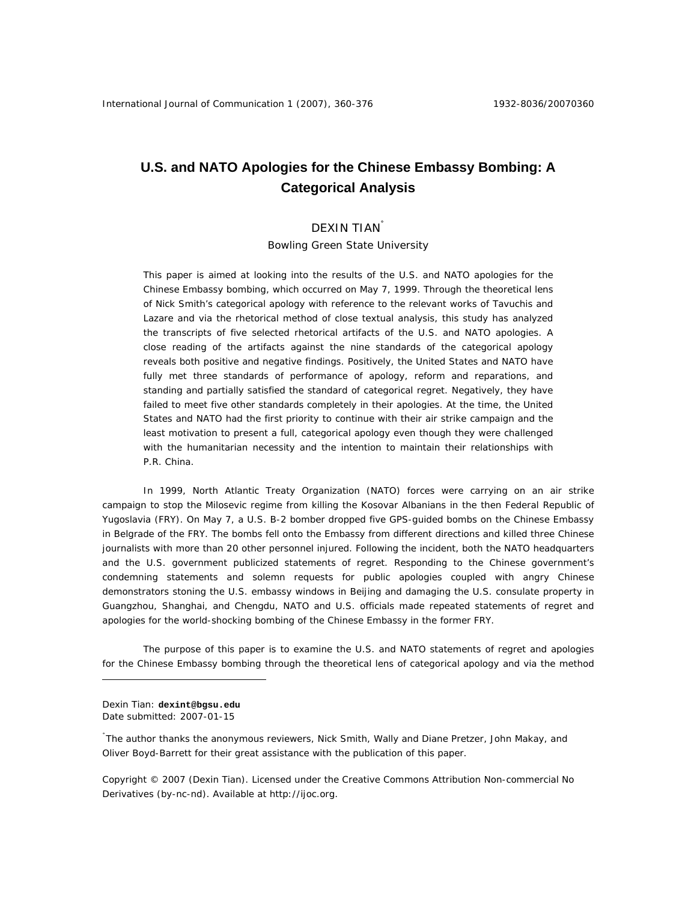# U.S. and NATO Apologies for the Chinese Embassy Bombing: A Categorical Analysis

DEXIN TIAN[*]

Bowling Green State University

This paper is aimed at looking into the results of the U.S. and NATO apologies for the Chinese Embassy bombing, which occurred on May 7, 1999. Through the theoretical lens of Nick Smith's categorical apology with reference to the relevant works of Tavuchis and Lazare and via the rhetorical method of close textual analysis, this study has analyzed the transcripts of five selected rhetorical artifacts of the U.S. and NATO apologies. A close reading of the artifacts against the nine standards of the categorical apology reveals both positive and negative findings. Positively, the United States and NATO have fully met three standards of performance of apology, reform and reparations, and standing and partially satisfied the standard of categorical regret. Negatively, they have failed to meet five other standards completely in their apologies. At the time, the United States and NATO had the first priority to continue with their air strike campaign and the least motivation to present a full, categorical apology even though they were challenged with the humanitarian necessity and the intention to maintain their relationships with P.R. China.

In 1999, North Atlantic Treaty Organization (NATO) forces were carrying on an air strike campaign to stop the Milosevic regime from killing the Kosovar Albanians in the then Federal Republic of Yugoslavia (FRY). On May 7, a U.S. B-2 bomber dropped five GPS-guided bombs on the Chinese Embassy in Belgrade of the FRY. The bombs fell onto the Embassy from different directions and killed three Chinese journalists with more than 20 other personnel injured. Following the incident, both the NATO headquarters and the U.S. government publicized statements of regret. Responding to the Chinese government's condemning statements and solemn requests for public apologies coupled with angry Chinese demonstrators stoning the U.S. embassy windows in Beijing and damaging the U.S. consulate property in Guangzhou, Shanghai, and Chengdu, NATO and U.S. officials made repeated statements of regret and apologies for the world-shocking bombing of the Chinese Embassy in the former FRY.

The purpose of this paper is to examine the U.S. and NATO statements of regret and apologies for the Chinese Embassy bombing through the theoretical lens of categorical apology and via the method

---

Dexin Tian: **dexint@bgsu.edu**
Date submitted: 2007-01-15

[*] The author thanks the anonymous reviewers, Nick Smith, Wally and Diane Pretzer, John Makay, and Oliver Boyd-Barrett for their great assistance with the publication of this paper.

Copyright © 2007 (Dexin Tian). Licensed under the Creative Commons Attribution Non-commercial No Derivatives (by-nc-nd). Available at http://ijoc.org.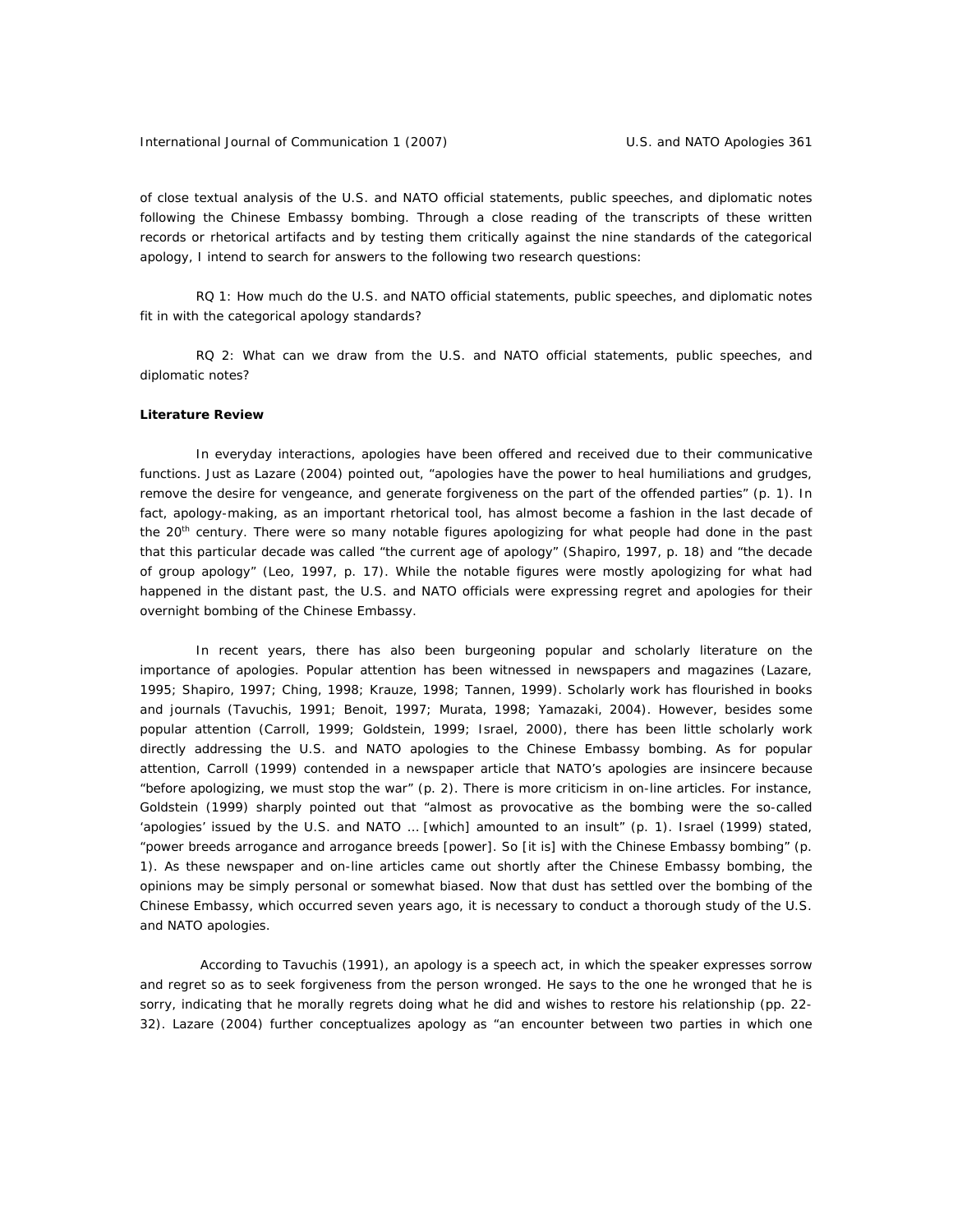of close textual analysis of the U.S. and NATO official statements, public speeches, and diplomatic notes following the Chinese Embassy bombing. Through a close reading of the transcripts of these written records or rhetorical artifacts and by testing them critically against the nine standards of the categorical apology, I intend to search for answers to the following two research questions:

RQ 1: How much do the U.S. and NATO official statements, public speeches, and diplomatic notes fit in with the categorical apology standards?

RQ 2: What can we draw from the U.S. and NATO official statements, public speeches, and diplomatic notes?

**Literature Review**

In everyday interactions, apologies have been offered and received due to their communicative functions. Just as Lazare (2004) pointed out, "apologies have the power to heal humiliations and grudges, remove the desire for vengeance, and generate forgiveness on the part of the offended parties" (p. 1). In fact, apology-making, as an important rhetorical tool, has almost become a fashion in the last decade of the 20th century. There were so many notable figures apologizing for what people had done in the past that this particular decade was called "the current age of apology" (Shapiro, 1997, p. 18) and "the decade of group apology" (Leo, 1997, p. 17). While the notable figures were mostly apologizing for what had happened in the distant past, the U.S. and NATO officials were expressing regret and apologies for their overnight bombing of the Chinese Embassy.

In recent years, there has also been burgeoning popular and scholarly literature on the importance of apologies. Popular attention has been witnessed in newspapers and magazines (Lazare, 1995; Shapiro, 1997; Ching, 1998; Krauze, 1998; Tannen, 1999). Scholarly work has flourished in books and journals (Tavuchis, 1991; Benoit, 1997; Murata, 1998; Yamazaki, 2004). However, besides some popular attention (Carroll, 1999; Goldstein, 1999; Israel, 2000), there has been little scholarly work directly addressing the U.S. and NATO apologies to the Chinese Embassy bombing. As for popular attention, Carroll (1999) contended in a newspaper article that NATO's apologies are insincere because "before apologizing, we must stop the war" (p. 2). There is more criticism in on-line articles. For instance, Goldstein (1999) sharply pointed out that "almost as provocative as the bombing were the so-called 'apologies' issued by the U.S. and NATO … [which] amounted to an insult" (p. 1). Israel (1999) stated, "power breeds arrogance and arrogance breeds [power]. So [it is] with the Chinese Embassy bombing" (p. 1). As these newspaper and on-line articles came out shortly after the Chinese Embassy bombing, the opinions may be simply personal or somewhat biased. Now that dust has settled over the bombing of the Chinese Embassy, which occurred seven years ago, it is necessary to conduct a thorough study of the U.S. and NATO apologies.

According to Tavuchis (1991), an apology is a speech act, in which the speaker expresses sorrow and regret so as to seek forgiveness from the person wronged. He says to the one he wronged that he is sorry, indicating that he morally regrets doing what he did and wishes to restore his relationship (pp. 22-32). Lazare (2004) further conceptualizes apology as "an encounter between two parties in which one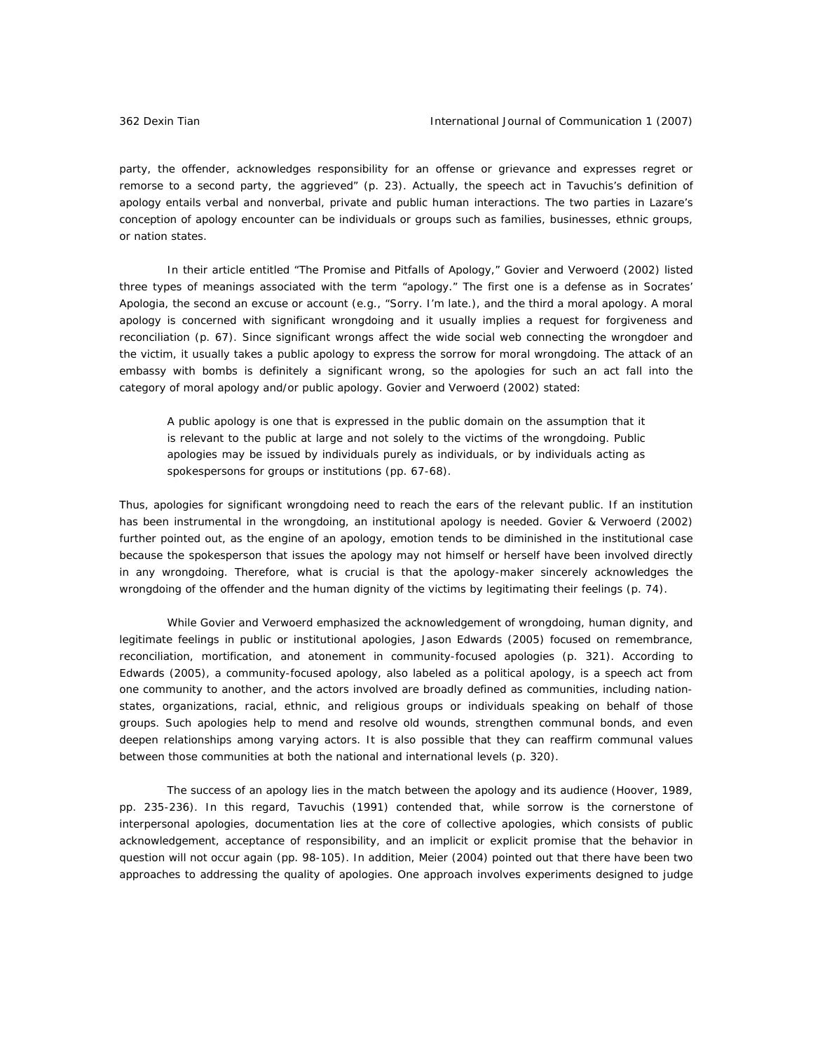party, the offender, acknowledges responsibility for an offense or grievance and expresses regret or remorse to a second party, the aggrieved" (p. 23). Actually, the speech act in Tavuchis's definition of apology entails verbal and nonverbal, private and public human interactions. The two parties in Lazare's conception of apology encounter can be individuals or groups such as families, businesses, ethnic groups, or nation states.

In their article entitled "The Promise and Pitfalls of Apology," Govier and Verwoerd (2002) listed three types of meanings associated with the term "apology." The first one is a defense as in Socrates' Apologia, the second an excuse or account (e.g., "Sorry. I'm late.), and the third a moral apology. A moral apology is concerned with significant wrongdoing and it usually implies a request for forgiveness and reconciliation (p. 67). Since significant wrongs affect the wide social web connecting the wrongdoer and the victim, it usually takes a public apology to express the sorrow for moral wrongdoing. The attack of an embassy with bombs is definitely a significant wrong, so the apologies for such an act fall into the category of moral apology and/or public apology. Govier and Verwoerd (2002) stated:

> A public apology is one that is expressed in the public domain on the assumption that it is relevant to the public at large and not solely to the victims of the wrongdoing. Public apologies may be issued by individuals purely as individuals, or by individuals acting as spokespersons for groups or institutions (pp. 67-68).

Thus, apologies for significant wrongdoing need to reach the ears of the relevant public. If an institution has been instrumental in the wrongdoing, an institutional apology is needed. Govier & Verwoerd (2002) further pointed out, as the engine of an apology, emotion tends to be diminished in the institutional case because the spokesperson that issues the apology may not himself or herself have been involved directly in any wrongdoing. Therefore, what is crucial is that the apology-maker sincerely acknowledges the wrongdoing of the offender and the human dignity of the victims by legitimating their feelings (p. 74).

While Govier and Verwoerd emphasized the acknowledgement of wrongdoing, human dignity, and legitimate feelings in public or institutional apologies, Jason Edwards (2005) focused on remembrance, reconciliation, mortification, and atonement in community-focused apologies (p. 321). According to Edwards (2005), a community-focused apology, also labeled as a political apology, is a speech act from one community to another, and the actors involved are broadly defined as communities, including nation-states, organizations, racial, ethnic, and religious groups or individuals speaking on behalf of those groups. Such apologies help to mend and resolve old wounds, strengthen communal bonds, and even deepen relationships among varying actors. It is also possible that they can reaffirm communal values between those communities at both the national and international levels (p. 320).

The success of an apology lies in the match between the apology and its audience (Hoover, 1989, pp. 235-236). In this regard, Tavuchis (1991) contended that, while sorrow is the cornerstone of interpersonal apologies, documentation lies at the core of collective apologies, which consists of public acknowledgement, acceptance of responsibility, and an implicit or explicit promise that the behavior in question will not occur again (pp. 98-105). In addition, Meier (2004) pointed out that there have been two approaches to addressing the quality of apologies. One approach involves experiments designed to judge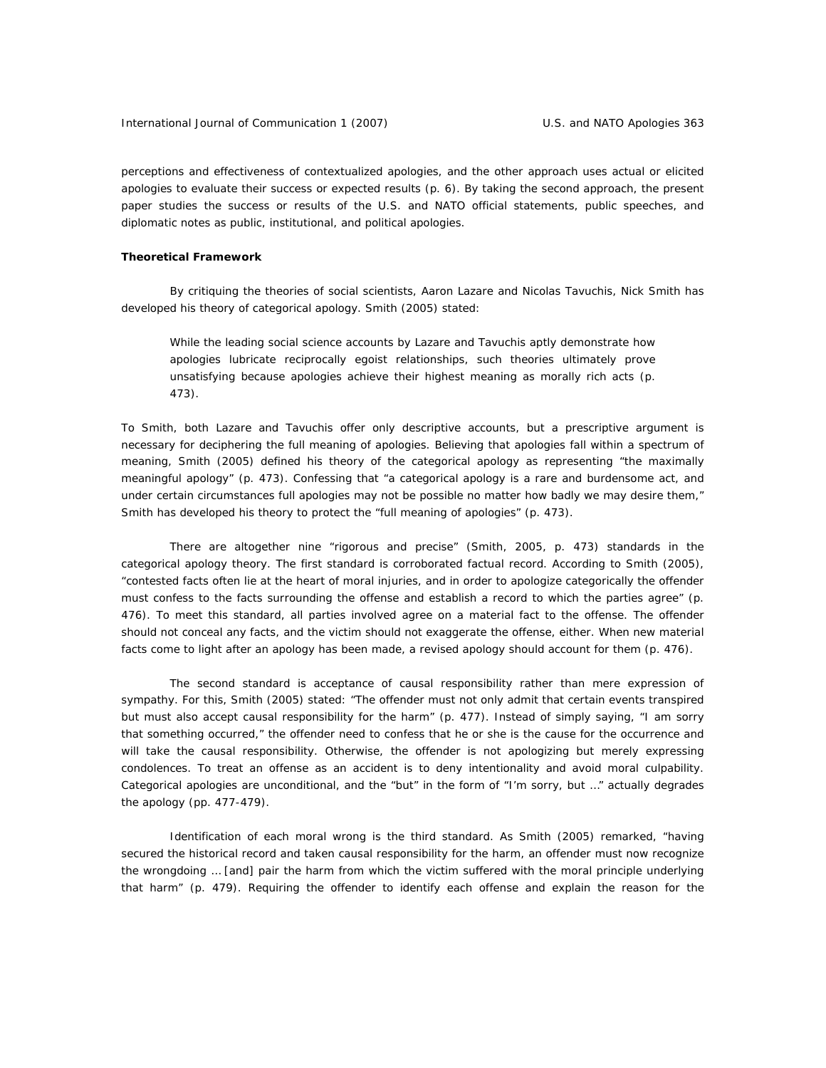perceptions and effectiveness of contextualized apologies, and the other approach uses actual or elicited apologies to evaluate their success or expected results (p. 6). By taking the second approach, the present paper studies the success or results of the U.S. and NATO official statements, public speeches, and diplomatic notes as public, institutional, and political apologies.

**Theoretical Framework**

By critiquing the theories of social scientists, Aaron Lazare and Nicolas Tavuchis, Nick Smith has developed his theory of categorical apology. Smith (2005) stated:

> While the leading social science accounts by Lazare and Tavuchis aptly demonstrate how apologies lubricate reciprocally egoist relationships, such theories ultimately prove unsatisfying because apologies achieve their highest meaning as morally rich acts (p. 473).

To Smith, both Lazare and Tavuchis offer only descriptive accounts, but a prescriptive argument is necessary for deciphering the full meaning of apologies. Believing that apologies fall within a spectrum of meaning, Smith (2005) defined his theory of the categorical apology as representing "the maximally meaningful apology" (p. 473). Confessing that "a categorical apology is a rare and burdensome act, and under certain circumstances full apologies may not be possible no matter how badly we may desire them," Smith has developed his theory to protect the "full meaning of apologies" (p. 473).

There are altogether nine "rigorous and precise" (Smith, 2005, p. 473) standards in the categorical apology theory. The first standard is corroborated factual record. According to Smith (2005), "contested facts often lie at the heart of moral injuries, and in order to apologize categorically the offender must confess to the facts surrounding the offense and establish a record to which the parties agree" (p. 476). To meet this standard, all parties involved agree on a material fact to the offense. The offender should not conceal any facts, and the victim should not exaggerate the offense, either. When new material facts come to light after an apology has been made, a revised apology should account for them (p. 476).

The second standard is acceptance of causal responsibility rather than mere expression of sympathy. For this, Smith (2005) stated: "The offender must not only admit that certain events transpired but must also accept causal responsibility for the harm" (p. 477). Instead of simply saying, "I am sorry that something occurred," the offender need to confess that he or she is the cause for the occurrence and will take the causal responsibility. Otherwise, the offender is not apologizing but merely expressing condolences. To treat an offense as an accident is to deny intentionality and avoid moral culpability. Categorical apologies are unconditional, and the "but" in the form of "I'm sorry, but …" actually degrades the apology (pp. 477-479).

Identification of each moral wrong is the third standard. As Smith (2005) remarked, "having secured the historical record and taken causal responsibility for the harm, an offender must now recognize the wrongdoing … [and] pair the harm from which the victim suffered with the moral principle underlying that harm" (p. 479). Requiring the offender to identify each offense and explain the reason for the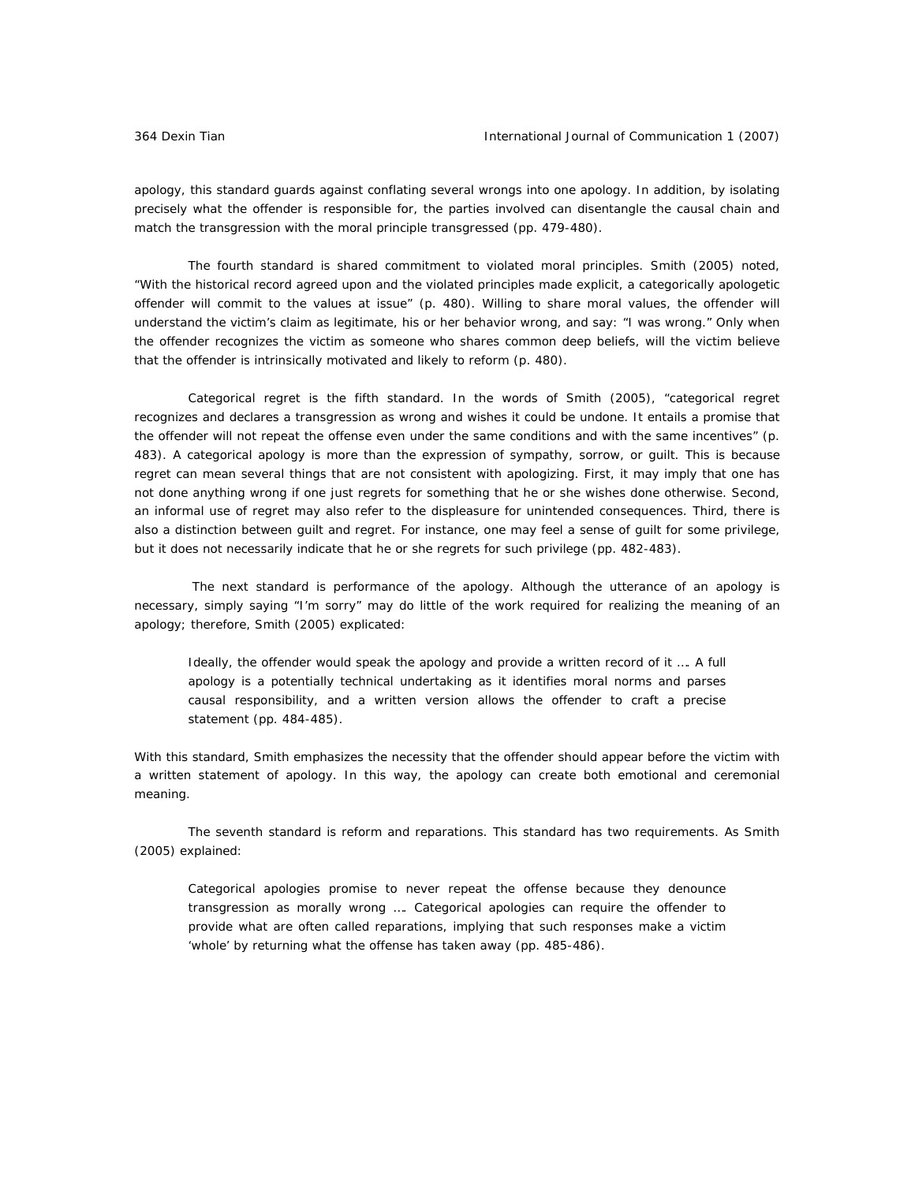apology, this standard guards against conflating several wrongs into one apology. In addition, by isolating precisely what the offender is responsible for, the parties involved can disentangle the causal chain and match the transgression with the moral principle transgressed (pp. 479-480).

The fourth standard is shared commitment to violated moral principles. Smith (2005) noted, "With the historical record agreed upon and the violated principles made explicit, a categorically apologetic offender will commit to the values at issue" (p. 480). Willing to share moral values, the offender will understand the victim's claim as legitimate, his or her behavior wrong, and say: "I was wrong." Only when the offender recognizes the victim as someone who shares common deep beliefs, will the victim believe that the offender is intrinsically motivated and likely to reform (p. 480).

Categorical regret is the fifth standard. In the words of Smith (2005), "categorical regret recognizes and declares a transgression as wrong and wishes it could be undone. It entails a promise that the offender will not repeat the offense even under the same conditions and with the same incentives" (p. 483). A categorical apology is more than the expression of sympathy, sorrow, or guilt. This is because regret can mean several things that are not consistent with apologizing. First, it may imply that one has not done anything wrong if one just regrets for something that he or she wishes done otherwise. Second, an informal use of regret may also refer to the displeasure for unintended consequences. Third, there is also a distinction between guilt and regret. For instance, one may feel a sense of guilt for some privilege, but it does not necessarily indicate that he or she regrets for such privilege (pp. 482-483).

The next standard is performance of the apology. Although the utterance of an apology is necessary, simply saying "I'm sorry" may do little of the work required for realizing the meaning of an apology; therefore, Smith (2005) explicated:

> Ideally, the offender would speak the apology and provide a written record of it …. A full apology is a potentially technical undertaking as it identifies moral norms and parses causal responsibility, and a written version allows the offender to craft a precise statement (pp. 484-485).

With this standard, Smith emphasizes the necessity that the offender should appear before the victim with a written statement of apology. In this way, the apology can create both emotional and ceremonial meaning.

The seventh standard is reform and reparations. This standard has two requirements. As Smith (2005) explained:

> Categorical apologies promise to never repeat the offense because they denounce transgression as morally wrong …. Categorical apologies can require the offender to provide what are often called reparations, implying that such responses make a victim 'whole' by returning what the offense has taken away (pp. 485-486).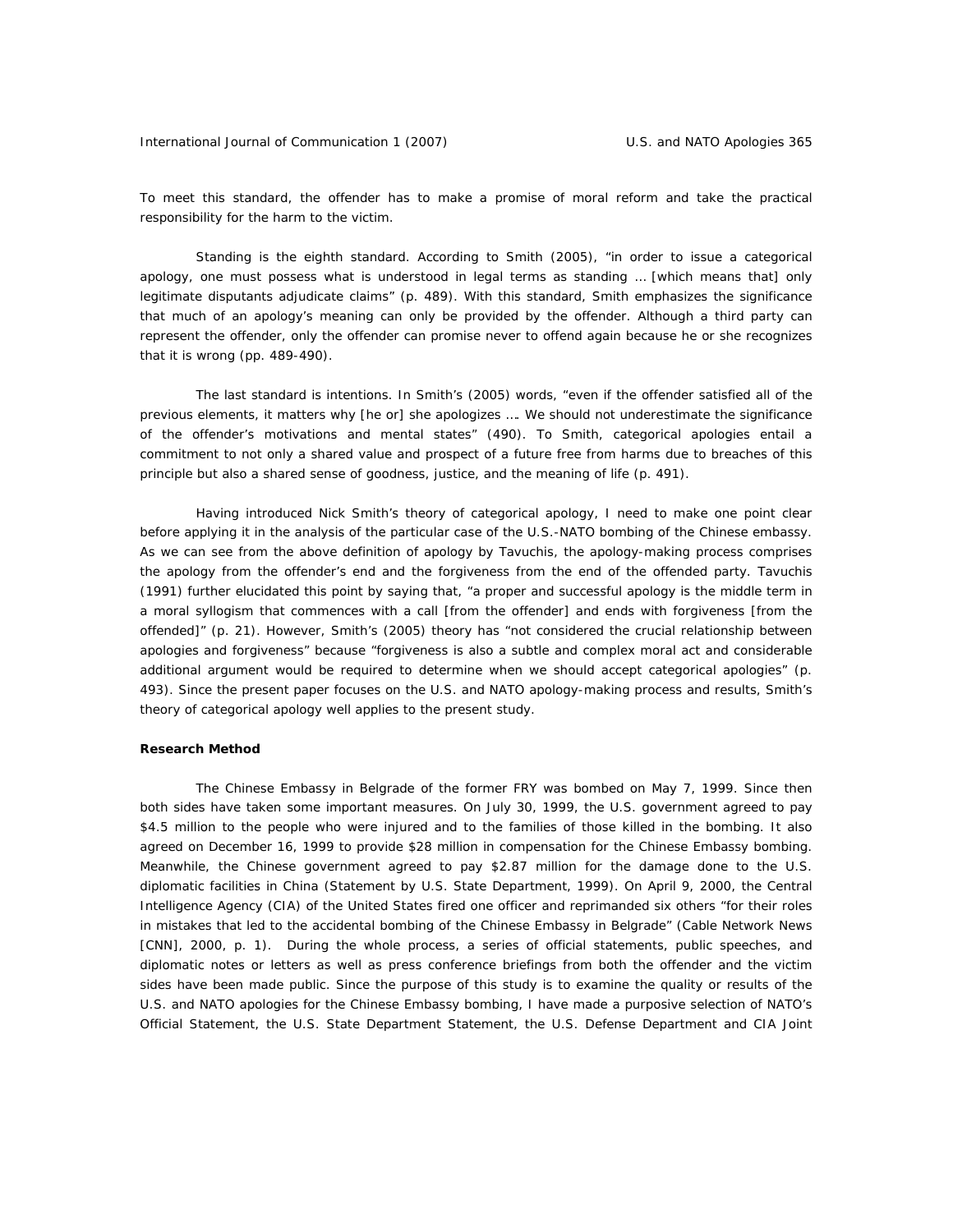To meet this standard, the offender has to make a promise of moral reform and take the practical responsibility for the harm to the victim.

Standing is the eighth standard. According to Smith (2005), "in order to issue a categorical apology, one must possess what is understood in legal terms as standing … [which means that] only legitimate disputants adjudicate claims" (p. 489). With this standard, Smith emphasizes the significance that much of an apology's meaning can only be provided by the offender. Although a third party can represent the offender, only the offender can promise never to offend again because he or she recognizes that it is wrong (pp. 489-490).

The last standard is intentions. In Smith's (2005) words, "even if the offender satisfied all of the previous elements, it matters why [he or] she apologizes …. We should not underestimate the significance of the offender's motivations and mental states" (490). To Smith, categorical apologies entail a commitment to not only a shared value and prospect of a future free from harms due to breaches of this principle but also a shared sense of goodness, justice, and the meaning of life (p. 491).

Having introduced Nick Smith's theory of categorical apology, I need to make one point clear before applying it in the analysis of the particular case of the U.S.-NATO bombing of the Chinese embassy. As we can see from the above definition of apology by Tavuchis, the apology-making process comprises the apology from the offender's end and the forgiveness from the end of the offended party. Tavuchis (1991) further elucidated this point by saying that, "a proper and successful apology is the middle term in a moral syllogism that commences with a call [from the offender] and ends with forgiveness [from the offended]" (p. 21). However, Smith's (2005) theory has "not considered the crucial relationship between apologies and forgiveness" because "forgiveness is also a subtle and complex moral act and considerable additional argument would be required to determine when we should accept categorical apologies" (p. 493). Since the present paper focuses on the U.S. and NATO apology-making process and results, Smith's theory of categorical apology well applies to the present study.

**Research Method**

The Chinese Embassy in Belgrade of the former FRY was bombed on May 7, 1999. Since then both sides have taken some important measures. On July 30, 1999, the U.S. government agreed to pay $4.5 million to the people who were injured and to the families of those killed in the bombing. It also agreed on December 16, 1999 to provide $28 million in compensation for the Chinese Embassy bombing. Meanwhile, the Chinese government agreed to pay $2.87 million for the damage done to the U.S. diplomatic facilities in China (Statement by U.S. State Department, 1999). On April 9, 2000, the Central Intelligence Agency (CIA) of the United States fired one officer and reprimanded six others "for their roles in mistakes that led to the accidental bombing of the Chinese Embassy in Belgrade" (Cable Network News [CNN], 2000, p. 1). During the whole process, a series of official statements, public speeches, and diplomatic notes or letters as well as press conference briefings from both the offender and the victim sides have been made public. Since the purpose of this study is to examine the quality or results of the U.S. and NATO apologies for the Chinese Embassy bombing, I have made a purposive selection of NATO's Official Statement, the U.S. State Department Statement, the U.S. Defense Department and CIA Joint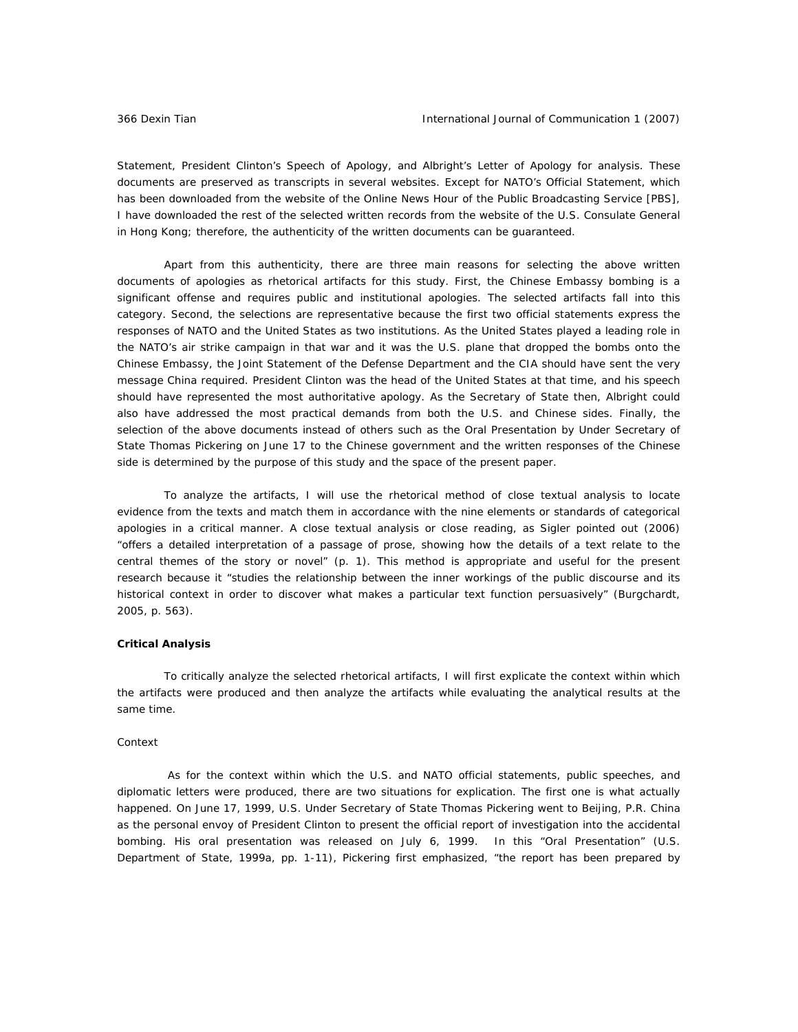Statement, President Clinton's Speech of Apology, and Albright's Letter of Apology for analysis. These documents are preserved as transcripts in several websites. Except for NATO's Official Statement, which has been downloaded from the website of the Online News Hour of the Public Broadcasting Service [PBS], I have downloaded the rest of the selected written records from the website of the U.S. Consulate General in Hong Kong; therefore, the authenticity of the written documents can be guaranteed.

Apart from this authenticity, there are three main reasons for selecting the above written documents of apologies as rhetorical artifacts for this study. First, the Chinese Embassy bombing is a significant offense and requires public and institutional apologies. The selected artifacts fall into this category. Second, the selections are representative because the first two official statements express the responses of NATO and the United States as two institutions. As the United States played a leading role in the NATO's air strike campaign in that war and it was the U.S. plane that dropped the bombs onto the Chinese Embassy, the Joint Statement of the Defense Department and the CIA should have sent the very message China required. President Clinton was the head of the United States at that time, and his speech should have represented the most authoritative apology. As the Secretary of State then, Albright could also have addressed the most practical demands from both the U.S. and Chinese sides. Finally, the selection of the above documents instead of others such as the Oral Presentation by Under Secretary of State Thomas Pickering on June 17 to the Chinese government and the written responses of the Chinese side is determined by the purpose of this study and the space of the present paper.

To analyze the artifacts, I will use the rhetorical method of close textual analysis to locate evidence from the texts and match them in accordance with the nine elements or standards of categorical apologies in a critical manner. A close textual analysis or close reading, as Sigler pointed out (2006) "offers a detailed interpretation of a passage of prose, showing how the details of a text relate to the central themes of the story or novel" (p. 1). This method is appropriate and useful for the present research because it "studies the relationship between the inner workings of the public discourse and its historical context in order to discover what makes a particular text function persuasively" (Burgchardt, 2005, p. 563).

**Critical Analysis**

To critically analyze the selected rhetorical artifacts, I will first explicate the context within which the artifacts were produced and then analyze the artifacts while evaluating the analytical results at the same time.

*Context*

As for the context within which the U.S. and NATO official statements, public speeches, and diplomatic letters were produced, there are two situations for explication. The first one is what actually happened. On June 17, 1999, U.S. Under Secretary of State Thomas Pickering went to Beijing, P.R. China as the personal envoy of President Clinton to present the official report of investigation into the accidental bombing. His oral presentation was released on July 6, 1999. In this "Oral Presentation" (U.S. Department of State, 1999a, pp. 1-11), Pickering first emphasized, "the report has been prepared by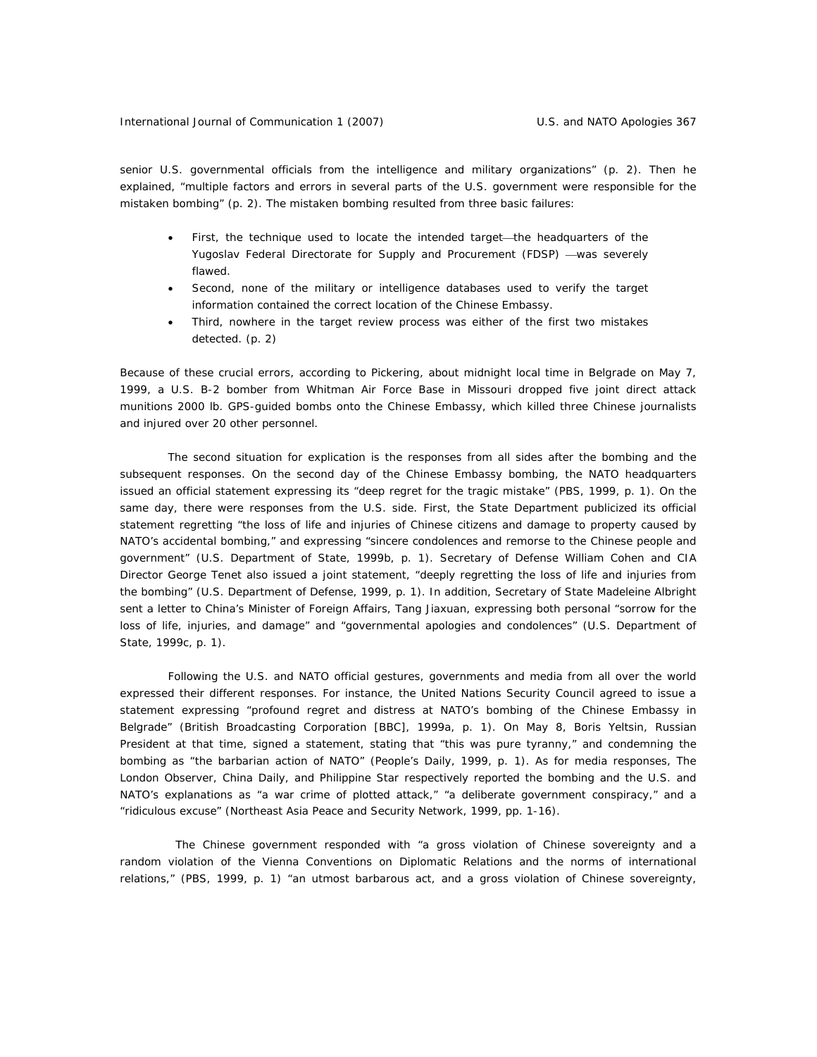senior U.S. governmental officials from the intelligence and military organizations" (p. 2). Then he explained, "multiple factors and errors in several parts of the U.S. government were responsible for the mistaken bombing" (p. 2). The mistaken bombing resulted from three basic failures:

- First, the technique used to locate the intended target—the headquarters of the Yugoslav Federal Directorate for Supply and Procurement (FDSP) —was severely flawed.
- Second, none of the military or intelligence databases used to verify the target information contained the correct location of the Chinese Embassy.
- Third, nowhere in the target review process was either of the first two mistakes detected. (p. 2)

Because of these crucial errors, according to Pickering, about midnight local time in Belgrade on May 7, 1999, a U.S. B-2 bomber from Whitman Air Force Base in Missouri dropped five joint direct attack munitions 2000 lb. GPS-guided bombs onto the Chinese Embassy, which killed three Chinese journalists and injured over 20 other personnel.

The second situation for explication is the responses from all sides after the bombing and the subsequent responses. On the second day of the Chinese Embassy bombing, the NATO headquarters issued an official statement expressing its "deep regret for the tragic mistake" (PBS, 1999, p. 1). On the same day, there were responses from the U.S. side. First, the State Department publicized its official statement regretting "the loss of life and injuries of Chinese citizens and damage to property caused by NATO's accidental bombing," and expressing "sincere condolences and remorse to the Chinese people and government" (U.S. Department of State, 1999b, p. 1). Secretary of Defense William Cohen and CIA Director George Tenet also issued a joint statement, "deeply regretting the loss of life and injuries from the bombing" (U.S. Department of Defense, 1999, p. 1). In addition, Secretary of State Madeleine Albright sent a letter to China's Minister of Foreign Affairs, Tang Jiaxuan, expressing both personal "sorrow for the loss of life, injuries, and damage" and "governmental apologies and condolences" (U.S. Department of State, 1999c, p. 1).

Following the U.S. and NATO official gestures, governments and media from all over the world expressed their different responses. For instance, the United Nations Security Council agreed to issue a statement expressing "profound regret and distress at NATO's bombing of the Chinese Embassy in Belgrade" (British Broadcasting Corporation [BBC], 1999a, p. 1). On May 8, Boris Yeltsin, Russian President at that time, signed a statement, stating that "this was pure tyranny," and condemning the bombing as "the barbarian action of NATO" (People's Daily, 1999, p. 1). As for media responses, The London Observer, China Daily, and Philippine Star respectively reported the bombing and the U.S. and NATO's explanations as "a war crime of plotted attack," "a deliberate government conspiracy," and a "ridiculous excuse" (Northeast Asia Peace and Security Network, 1999, pp. 1-16).

The Chinese government responded with "a gross violation of Chinese sovereignty and a random violation of the Vienna Conventions on Diplomatic Relations and the norms of international relations," (PBS, 1999, p. 1) "an utmost barbarous act, and a gross violation of Chinese sovereignty,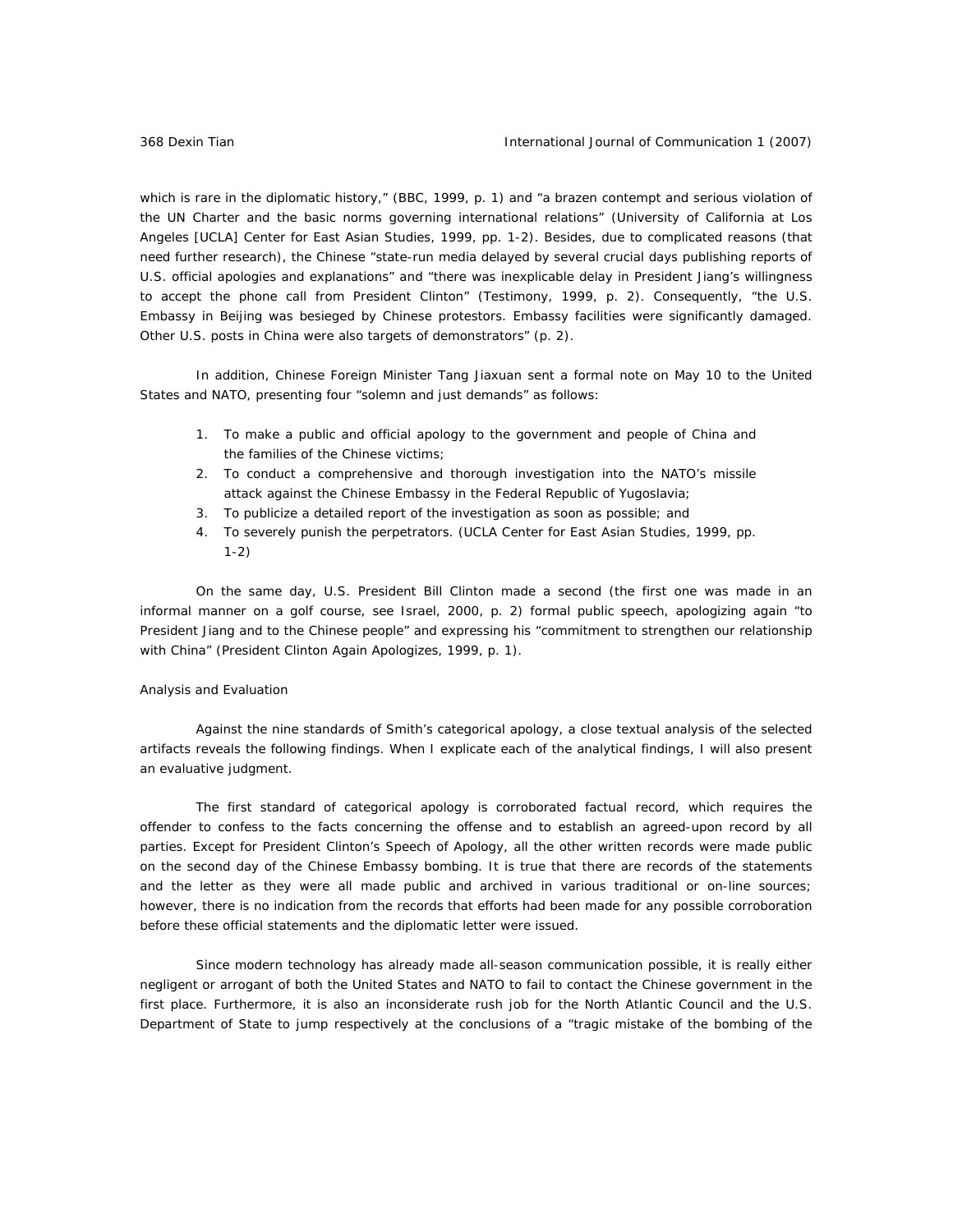which is rare in the diplomatic history," (BBC, 1999, p. 1) and "a brazen contempt and serious violation of the UN Charter and the basic norms governing international relations" (University of California at Los Angeles [UCLA] Center for East Asian Studies, 1999, pp. 1-2). Besides, due to complicated reasons (that need further research), the Chinese "state-run media delayed by several crucial days publishing reports of U.S. official apologies and explanations" and "there was inexplicable delay in President Jiang's willingness to accept the phone call from President Clinton" (Testimony, 1999, p. 2). Consequently, "the U.S. Embassy in Beijing was besieged by Chinese protestors. Embassy facilities were significantly damaged. Other U.S. posts in China were also targets of demonstrators" (p. 2).

In addition, Chinese Foreign Minister Tang Jiaxuan sent a formal note on May 10 to the United States and NATO, presenting four "solemn and just demands" as follows:

1. To make a public and official apology to the government and people of China and the families of the Chinese victims;
2. To conduct a comprehensive and thorough investigation into the NATO's missile attack against the Chinese Embassy in the Federal Republic of Yugoslavia;
3. To publicize a detailed report of the investigation as soon as possible; and
4. To severely punish the perpetrators. (UCLA Center for East Asian Studies, 1999, pp. 1-2)

On the same day, U.S. President Bill Clinton made a second (the first one was made in an informal manner on a golf course, see Israel, 2000, p. 2) formal public speech, apologizing again "to President Jiang and to the Chinese people" and expressing his "commitment to strengthen our relationship with China" (President Clinton Again Apologizes, 1999, p. 1).

## Analysis and Evaluation

Against the nine standards of Smith's categorical apology, a close textual analysis of the selected artifacts reveals the following findings. When I explicate each of the analytical findings, I will also present an evaluative judgment.

The first standard of categorical apology is corroborated factual record, which requires the offender to confess to the facts concerning the offense and to establish an agreed-upon record by all parties. Except for President Clinton's Speech of Apology, all the other written records were made public on the second day of the Chinese Embassy bombing. It is true that there are records of the statements and the letter as they were all made public and archived in various traditional or on-line sources; however, there is no indication from the records that efforts had been made for any possible corroboration before these official statements and the diplomatic letter were issued.

Since modern technology has already made all-season communication possible, it is really either negligent or arrogant of both the United States and NATO to fail to contact the Chinese government in the first place. Furthermore, it is also an inconsiderate rush job for the North Atlantic Council and the U.S. Department of State to jump respectively at the conclusions of a "tragic mistake of the bombing of the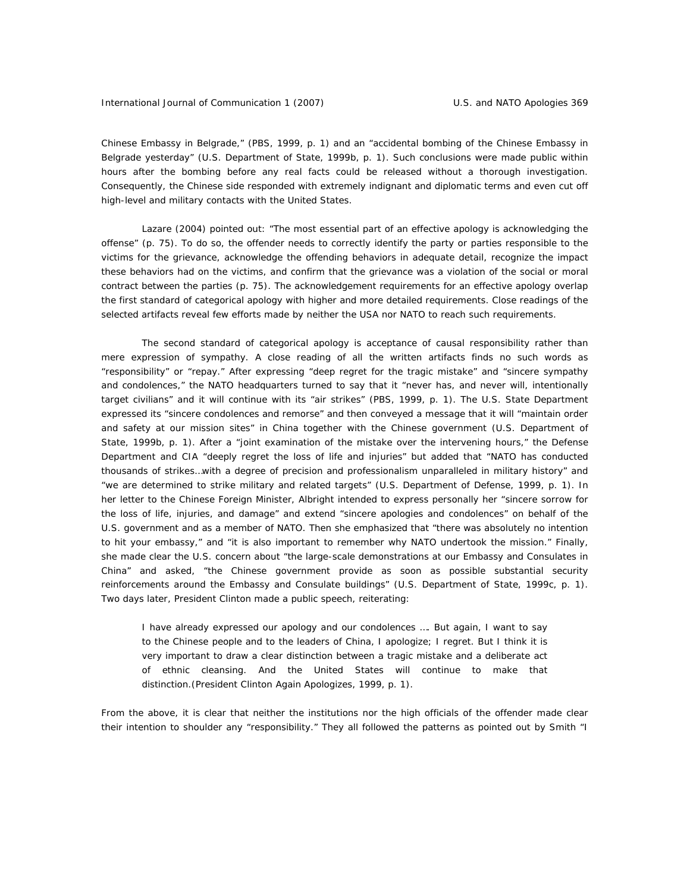Chinese Embassy in Belgrade," (PBS, 1999, p. 1) and an "accidental bombing of the Chinese Embassy in Belgrade yesterday" (U.S. Department of State, 1999b, p. 1). Such conclusions were made public within hours after the bombing before any real facts could be released without a thorough investigation. Consequently, the Chinese side responded with extremely indignant and diplomatic terms and even cut off high-level and military contacts with the United States.

Lazare (2004) pointed out: "The most essential part of an effective apology is acknowledging the offense" (p. 75). To do so, the offender needs to correctly identify the party or parties responsible to the victims for the grievance, acknowledge the offending behaviors in adequate detail, recognize the impact these behaviors had on the victims, and confirm that the grievance was a violation of the social or moral contract between the parties (p. 75). The acknowledgement requirements for an effective apology overlap the first standard of categorical apology with higher and more detailed requirements. Close readings of the selected artifacts reveal few efforts made by neither the USA nor NATO to reach such requirements.

The second standard of categorical apology is acceptance of causal responsibility rather than mere expression of sympathy. A close reading of all the written artifacts finds no such words as "responsibility" or "repay." After expressing "deep regret for the tragic mistake" and "sincere sympathy and condolences," the NATO headquarters turned to say that it "never has, and never will, intentionally target civilians" and it will continue with its "air strikes" (PBS, 1999, p. 1). The U.S. State Department expressed its "sincere condolences and remorse" and then conveyed a message that it will "maintain order and safety at our mission sites" in China together with the Chinese government (U.S. Department of State, 1999b, p. 1). After a "joint examination of the mistake over the intervening hours," the Defense Department and CIA "deeply regret the loss of life and injuries" but added that "NATO has conducted thousands of strikes…with a degree of precision and professionalism unparalleled in military history" and "we are determined to strike military and related targets" (U.S. Department of Defense, 1999, p. 1). In her letter to the Chinese Foreign Minister, Albright intended to express personally her "sincere sorrow for the loss of life, injuries, and damage" and extend "sincere apologies and condolences" on behalf of the U.S. government and as a member of NATO. Then she emphasized that "there was absolutely no intention to hit your embassy," and "it is also important to remember why NATO undertook the mission." Finally, she made clear the U.S. concern about "the large-scale demonstrations at our Embassy and Consulates in China" and asked, "the Chinese government provide as soon as possible substantial security reinforcements around the Embassy and Consulate buildings" (U.S. Department of State, 1999c, p. 1). Two days later, President Clinton made a public speech, reiterating:

> I have already expressed our apology and our condolences …. But again, I want to say to the Chinese people and to the leaders of China, I apologize; I regret. But I think it is very important to draw a clear distinction between a tragic mistake and a deliberate act of ethnic cleansing. And the United States will continue to make that distinction.(President Clinton Again Apologizes, 1999, p. 1).

From the above, it is clear that neither the institutions nor the high officials of the offender made clear their intention to shoulder any "responsibility." They all followed the patterns as pointed out by Smith "I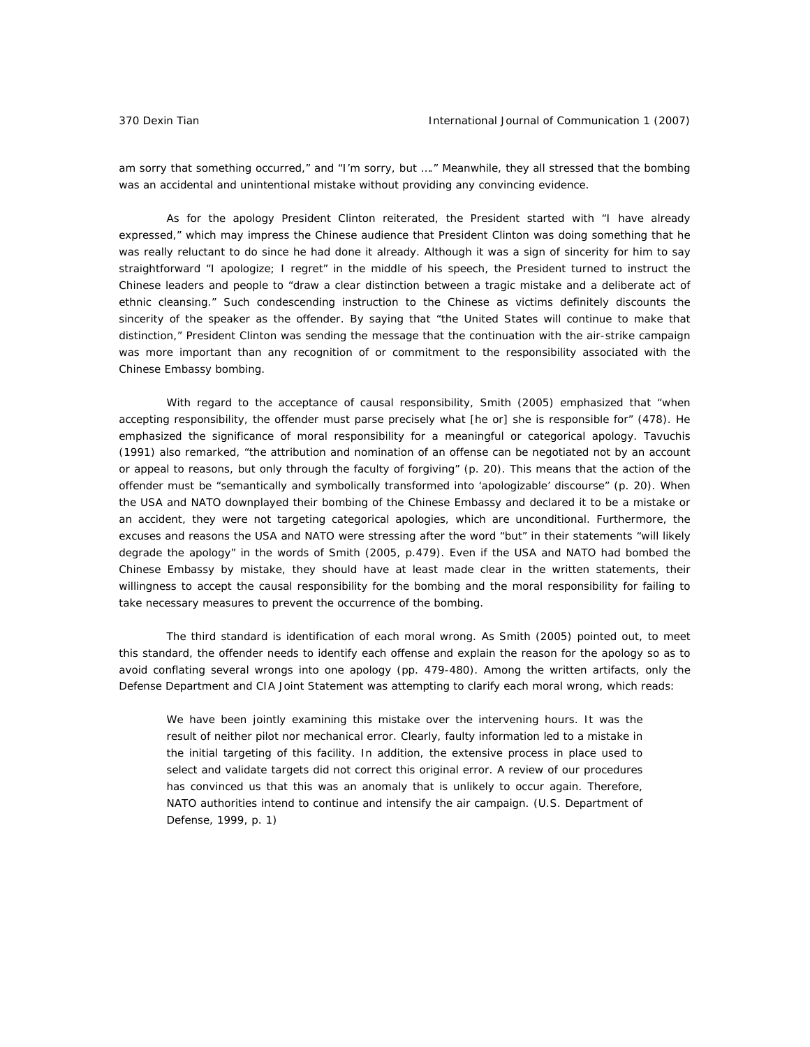am sorry that something occurred," and "I'm sorry, but …." Meanwhile, they all stressed that the bombing was an accidental and unintentional mistake without providing any convincing evidence.

As for the apology President Clinton reiterated, the President started with "I have already expressed," which may impress the Chinese audience that President Clinton was doing something that he was really reluctant to do since he had done it already. Although it was a sign of sincerity for him to say straightforward "I apologize; I regret" in the middle of his speech, the President turned to instruct the Chinese leaders and people to "draw a clear distinction between a tragic mistake and a deliberate act of ethnic cleansing." Such condescending instruction to the Chinese as victims definitely discounts the sincerity of the speaker as the offender. By saying that "the United States will continue to make that distinction," President Clinton was sending the message that the continuation with the air-strike campaign was more important than any recognition of or commitment to the responsibility associated with the Chinese Embassy bombing.

With regard to the acceptance of causal responsibility, Smith (2005) emphasized that "when accepting responsibility, the offender must parse precisely what [he or] she is responsible for" (478). He emphasized the significance of moral responsibility for a meaningful or categorical apology. Tavuchis (1991) also remarked, "the attribution and nomination of an offense can be negotiated not by an account or appeal to reasons, but only through the faculty of forgiving" (p. 20). This means that the action of the offender must be "semantically and symbolically transformed into 'apologizable' discourse" (p. 20). When the USA and NATO downplayed their bombing of the Chinese Embassy and declared it to be a mistake or an accident, they were not targeting categorical apologies, which are unconditional. Furthermore, the excuses and reasons the USA and NATO were stressing after the word "but" in their statements "will likely degrade the apology" in the words of Smith (2005, p.479). Even if the USA and NATO had bombed the Chinese Embassy by mistake, they should have at least made clear in the written statements, their willingness to accept the causal responsibility for the bombing and the moral responsibility for failing to take necessary measures to prevent the occurrence of the bombing.

The third standard is identification of each moral wrong. As Smith (2005) pointed out, to meet this standard, the offender needs to identify each offense and explain the reason for the apology so as to avoid conflating several wrongs into one apology (pp. 479-480). Among the written artifacts, only the Defense Department and CIA Joint Statement was attempting to clarify each moral wrong, which reads:

> We have been jointly examining this mistake over the intervening hours. It was the result of neither pilot nor mechanical error. Clearly, faulty information led to a mistake in the initial targeting of this facility. In addition, the extensive process in place used to select and validate targets did not correct this original error. A review of our procedures has convinced us that this was an anomaly that is unlikely to occur again. Therefore, NATO authorities intend to continue and intensify the air campaign. (U.S. Department of Defense, 1999, p. 1)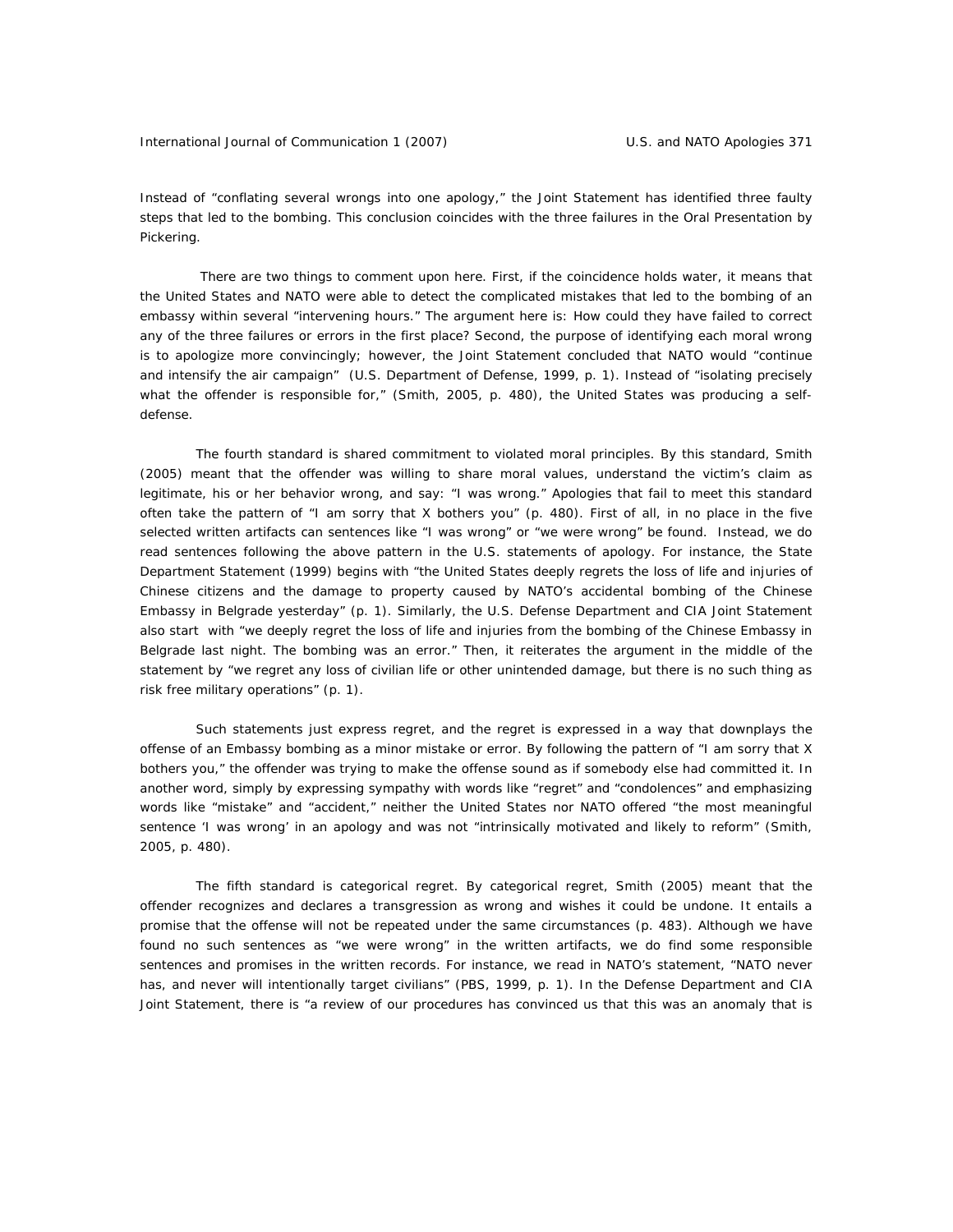Instead of "conflating several wrongs into one apology," the Joint Statement has identified three faulty steps that led to the bombing. This conclusion coincides with the three failures in the Oral Presentation by Pickering.

There are two things to comment upon here. First, if the coincidence holds water, it means that the United States and NATO were able to detect the complicated mistakes that led to the bombing of an embassy within several "intervening hours." The argument here is: How could they have failed to correct any of the three failures or errors in the first place? Second, the purpose of identifying each moral wrong is to apologize more convincingly; however, the Joint Statement concluded that NATO would "continue and intensify the air campaign" (U.S. Department of Defense, 1999, p. 1). Instead of "isolating precisely what the offender is responsible for," (Smith, 2005, p. 480), the United States was producing a self-defense.

The fourth standard is shared commitment to violated moral principles. By this standard, Smith (2005) meant that the offender was willing to share moral values, understand the victim's claim as legitimate, his or her behavior wrong, and say: "I was wrong." Apologies that fail to meet this standard often take the pattern of "I am sorry that X bothers you" (p. 480). First of all, in no place in the five selected written artifacts can sentences like "I was wrong" or "we were wrong" be found. Instead, we do read sentences following the above pattern in the U.S. statements of apology. For instance, the State Department Statement (1999) begins with "the United States deeply regrets the loss of life and injuries of Chinese citizens and the damage to property caused by NATO's accidental bombing of the Chinese Embassy in Belgrade yesterday" (p. 1). Similarly, the U.S. Defense Department and CIA Joint Statement also start with "we deeply regret the loss of life and injuries from the bombing of the Chinese Embassy in Belgrade last night. The bombing was an error." Then, it reiterates the argument in the middle of the statement by "we regret any loss of civilian life or other unintended damage, but there is no such thing as risk free military operations" (p. 1).

Such statements just express regret, and the regret is expressed in a way that downplays the offense of an Embassy bombing as a minor mistake or error. By following the pattern of "I am sorry that X bothers you," the offender was trying to make the offense sound as if somebody else had committed it. In another word, simply by expressing sympathy with words like "regret" and "condolences" and emphasizing words like "mistake" and "accident," neither the United States nor NATO offered "the most meaningful sentence 'I was wrong' in an apology and was not "intrinsically motivated and likely to reform" (Smith, 2005, p. 480).

The fifth standard is categorical regret. By categorical regret, Smith (2005) meant that the offender recognizes and declares a transgression as wrong and wishes it could be undone. It entails a promise that the offense will not be repeated under the same circumstances (p. 483). Although we have found no such sentences as "we were wrong" in the written artifacts, we do find some responsible sentences and promises in the written records. For instance, we read in NATO's statement, "NATO never has, and never will intentionally target civilians" (PBS, 1999, p. 1). In the Defense Department and CIA Joint Statement, there is "a review of our procedures has convinced us that this was an anomaly that is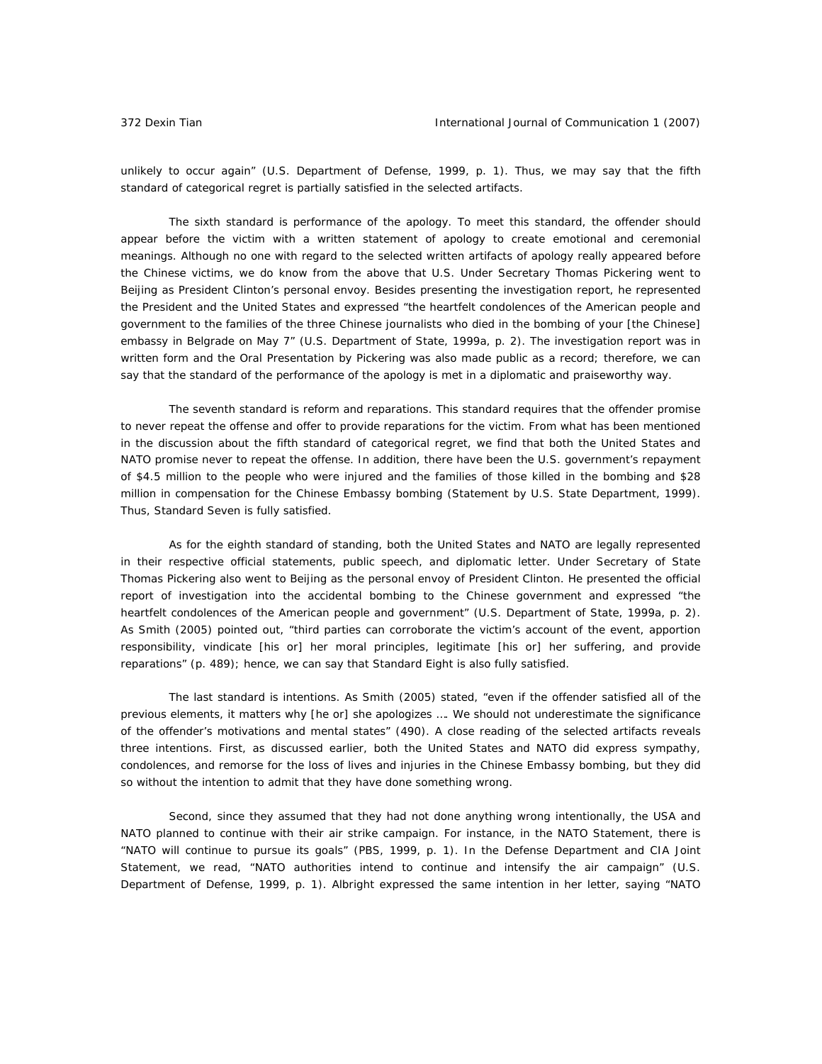unlikely to occur again" (U.S. Department of Defense, 1999, p. 1). Thus, we may say that the fifth standard of categorical regret is partially satisfied in the selected artifacts.

The sixth standard is performance of the apology. To meet this standard, the offender should appear before the victim with a written statement of apology to create emotional and ceremonial meanings. Although no one with regard to the selected written artifacts of apology really appeared before the Chinese victims, we do know from the above that U.S. Under Secretary Thomas Pickering went to Beijing as President Clinton's personal envoy. Besides presenting the investigation report, he represented the President and the United States and expressed "the heartfelt condolences of the American people and government to the families of the three Chinese journalists who died in the bombing of your [the Chinese] embassy in Belgrade on May 7" (U.S. Department of State, 1999a, p. 2). The investigation report was in written form and the Oral Presentation by Pickering was also made public as a record; therefore, we can say that the standard of the performance of the apology is met in a diplomatic and praiseworthy way.

The seventh standard is reform and reparations. This standard requires that the offender promise to never repeat the offense and offer to provide reparations for the victim. From what has been mentioned in the discussion about the fifth standard of categorical regret, we find that both the United States and NATO promise never to repeat the offense. In addition, there have been the U.S. government's repayment of $4.5 million to the people who were injured and the families of those killed in the bombing and $28 million in compensation for the Chinese Embassy bombing (Statement by U.S. State Department, 1999). Thus, Standard Seven is fully satisfied.

As for the eighth standard of standing, both the United States and NATO are legally represented in their respective official statements, public speech, and diplomatic letter. Under Secretary of State Thomas Pickering also went to Beijing as the personal envoy of President Clinton. He presented the official report of investigation into the accidental bombing to the Chinese government and expressed "the heartfelt condolences of the American people and government" (U.S. Department of State, 1999a, p. 2). As Smith (2005) pointed out, "third parties can corroborate the victim's account of the event, apportion responsibility, vindicate [his or] her moral principles, legitimate [his or] her suffering, and provide reparations" (p. 489); hence, we can say that Standard Eight is also fully satisfied.

The last standard is intentions. As Smith (2005) stated, "even if the offender satisfied all of the previous elements, it matters why [he or] she apologizes …. We should not underestimate the significance of the offender's motivations and mental states" (490). A close reading of the selected artifacts reveals three intentions. First, as discussed earlier, both the United States and NATO did express sympathy, condolences, and remorse for the loss of lives and injuries in the Chinese Embassy bombing, but they did so without the intention to admit that they have done something wrong.

Second, since they assumed that they had not done anything wrong intentionally, the USA and NATO planned to continue with their air strike campaign. For instance, in the NATO Statement, there is "NATO will continue to pursue its goals" (PBS, 1999, p. 1). In the Defense Department and CIA Joint Statement, we read, "NATO authorities intend to continue and intensify the air campaign" (U.S. Department of Defense, 1999, p. 1). Albright expressed the same intention in her letter, saying "NATO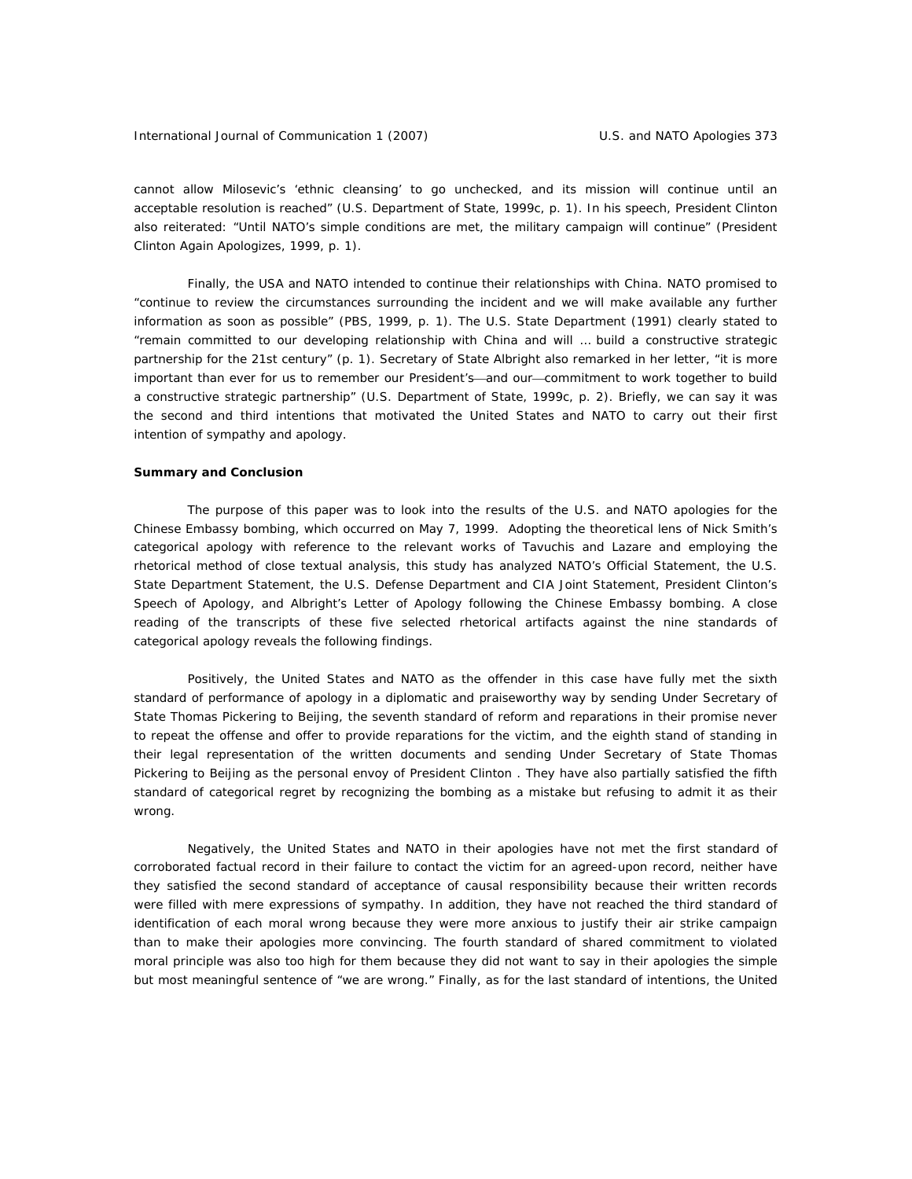cannot allow Milosevic's 'ethnic cleansing' to go unchecked, and its mission will continue until an acceptable resolution is reached" (U.S. Department of State, 1999c, p. 1). In his speech, President Clinton also reiterated: "Until NATO's simple conditions are met, the military campaign will continue" (President Clinton Again Apologizes, 1999, p. 1).

Finally, the USA and NATO intended to continue their relationships with China. NATO promised to "continue to review the circumstances surrounding the incident and we will make available any further information as soon as possible" (PBS, 1999, p. 1). The U.S. State Department (1991) clearly stated to "remain committed to our developing relationship with China and will … build a constructive strategic partnership for the 21st century" (p. 1). Secretary of State Albright also remarked in her letter, "it is more important than ever for us to remember our President's—and our—commitment to work together to build a constructive strategic partnership" (U.S. Department of State, 1999c, p. 2). Briefly, we can say it was the second and third intentions that motivated the United States and NATO to carry out their first intention of sympathy and apology.

**Summary and Conclusion**

The purpose of this paper was to look into the results of the U.S. and NATO apologies for the Chinese Embassy bombing, which occurred on May 7, 1999. Adopting the theoretical lens of Nick Smith's categorical apology with reference to the relevant works of Tavuchis and Lazare and employing the rhetorical method of close textual analysis, this study has analyzed NATO's Official Statement, the U.S. State Department Statement, the U.S. Defense Department and CIA Joint Statement, President Clinton's Speech of Apology, and Albright's Letter of Apology following the Chinese Embassy bombing. A close reading of the transcripts of these five selected rhetorical artifacts against the nine standards of categorical apology reveals the following findings.

Positively, the United States and NATO as the offender in this case have fully met the sixth standard of performance of apology in a diplomatic and praiseworthy way by sending Under Secretary of State Thomas Pickering to Beijing, the seventh standard of reform and reparations in their promise never to repeat the offense and offer to provide reparations for the victim, and the eighth stand of standing in their legal representation of the written documents and sending Under Secretary of State Thomas Pickering to Beijing as the personal envoy of President Clinton . They have also partially satisfied the fifth standard of categorical regret by recognizing the bombing as a mistake but refusing to admit it as their wrong.

Negatively, the United States and NATO in their apologies have not met the first standard of corroborated factual record in their failure to contact the victim for an agreed-upon record, neither have they satisfied the second standard of acceptance of causal responsibility because their written records were filled with mere expressions of sympathy. In addition, they have not reached the third standard of identification of each moral wrong because they were more anxious to justify their air strike campaign than to make their apologies more convincing. The fourth standard of shared commitment to violated moral principle was also too high for them because they did not want to say in their apologies the simple but most meaningful sentence of "we are wrong." Finally, as for the last standard of intentions, the United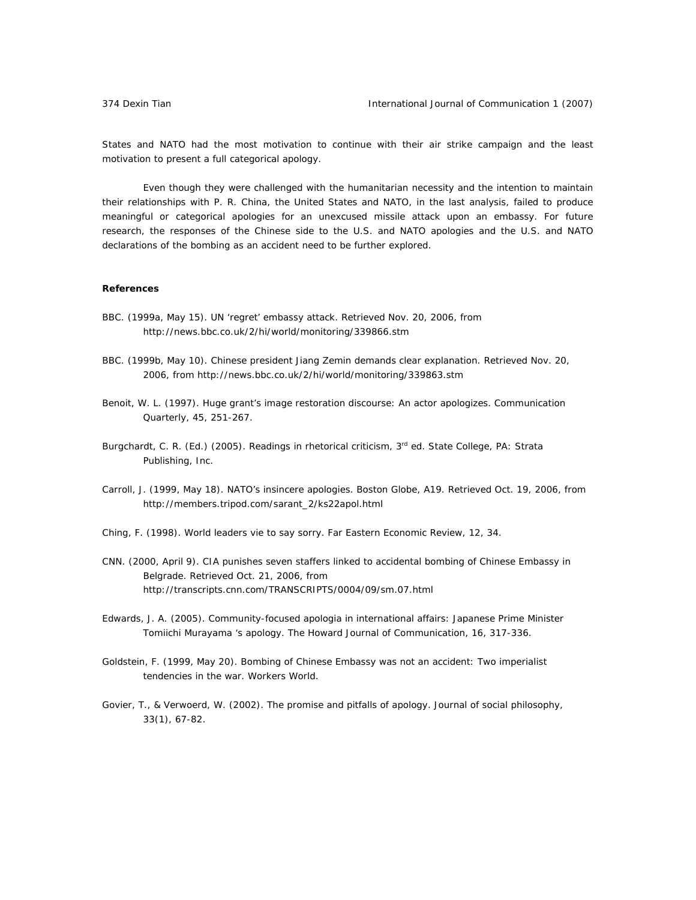States and NATO had the most motivation to continue with their air strike campaign and the least motivation to present a full categorical apology.

Even though they were challenged with the humanitarian necessity and the intention to maintain their relationships with P. R. China, the United States and NATO, in the last analysis, failed to produce meaningful or categorical apologies for an unexcused missile attack upon an embassy. For future research, the responses of the Chinese side to the U.S. and NATO apologies and the U.S. and NATO declarations of the bombing as an accident need to be further explored.

**References**

BBC. (1999a, May 15). UN 'regret' embassy attack. Retrieved Nov. 20, 2006, from http://news.bbc.co.uk/2/hi/world/monitoring/339866.stm

BBC. (1999b, May 10). Chinese president Jiang Zemin demands clear explanation. Retrieved Nov. 20, 2006, from http://news.bbc.co.uk/2/hi/world/monitoring/339863.stm

Benoit, W. L. (1997). Huge grant's image restoration discourse: An actor apologizes. Communication Quarterly, 45, 251-267.

Burgchardt, C. R. (Ed.) (2005). Readings in rhetorical criticism, 3rd ed. State College, PA: Strata Publishing, Inc.

Carroll, J. (1999, May 18). NATO's insincere apologies. Boston Globe, A19. Retrieved Oct. 19, 2006, from http://members.tripod.com/sarant_2/ks22apol.html

Ching, F. (1998). World leaders vie to say sorry. Far Eastern Economic Review, 12, 34.

CNN. (2000, April 9). CIA punishes seven staffers linked to accidental bombing of Chinese Embassy in Belgrade. Retrieved Oct. 21, 2006, from http://transcripts.cnn.com/TRANSCRIPTS/0004/09/sm.07.html

Edwards, J. A. (2005). Community-focused apologia in international affairs: Japanese Prime Minister Tomiichi Murayama 's apology. The Howard Journal of Communication, 16, 317-336.

Goldstein, F. (1999, May 20). Bombing of Chinese Embassy was not an accident: Two imperialist tendencies in the war. Workers World.

Govier, T., & Verwoerd, W. (2002). The promise and pitfalls of apology. Journal of social philosophy, 33(1), 67-82.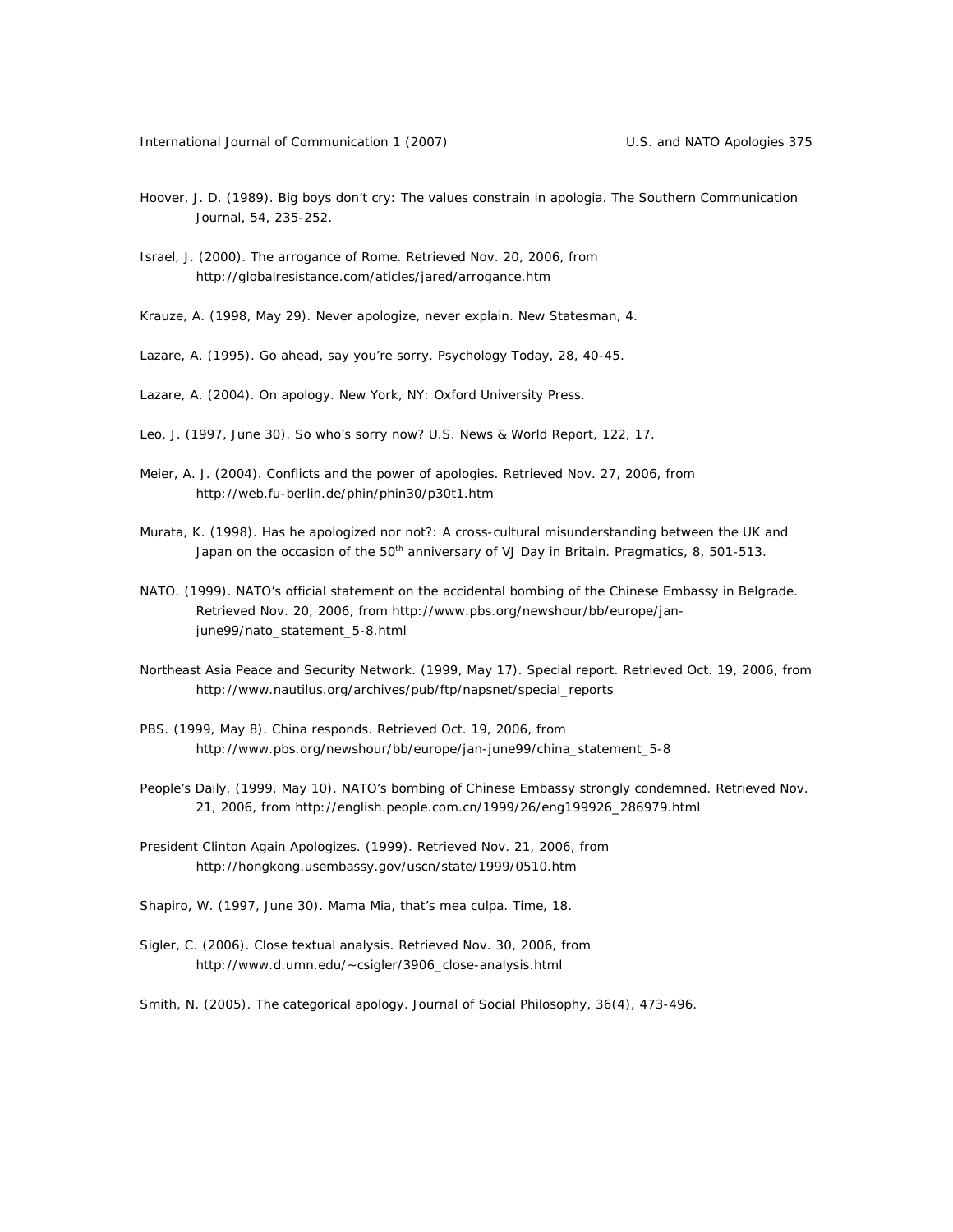Hoover, J. D. (1989). Big boys don't cry: The values constrain in apologia. The Southern Communication Journal, 54, 235-252.

Israel, J. (2000). The arrogance of Rome. Retrieved Nov. 20, 2006, from http://globalresistance.com/aticles/jared/arrogance.htm

Krauze, A. (1998, May 29). Never apologize, never explain. New Statesman, 4.

Lazare, A. (1995). Go ahead, say you're sorry. Psychology Today, 28, 40-45.

Lazare, A. (2004). On apology. New York, NY: Oxford University Press.

Leo, J. (1997, June 30). So who's sorry now? U.S. News & World Report, 122, 17.

Meier, A. J. (2004). Conflicts and the power of apologies. Retrieved Nov. 27, 2006, from http://web.fu-berlin.de/phin/phin30/p30t1.htm

Murata, K. (1998). Has he apologized nor not?: A cross-cultural misunderstanding between the UK and Japan on the occasion of the 50th anniversary of VJ Day in Britain. Pragmatics, 8, 501-513.

NATO. (1999). NATO's official statement on the accidental bombing of the Chinese Embassy in Belgrade. Retrieved Nov. 20, 2006, from http://www.pbs.org/newshour/bb/europe/jan-june99/nato_statement_5-8.html

Northeast Asia Peace and Security Network. (1999, May 17). Special report. Retrieved Oct. 19, 2006, from http://www.nautilus.org/archives/pub/ftp/napsnet/special_reports

PBS. (1999, May 8). China responds. Retrieved Oct. 19, 2006, from http://www.pbs.org/newshour/bb/europe/jan-june99/china_statement_5-8

People's Daily. (1999, May 10). NATO's bombing of Chinese Embassy strongly condemned. Retrieved Nov. 21, 2006, from http://english.people.com.cn/1999/26/eng199926_286979.html

President Clinton Again Apologizes. (1999). Retrieved Nov. 21, 2006, from http://hongkong.usembassy.gov/uscn/state/1999/0510.htm

Shapiro, W. (1997, June 30). Mama Mia, that's mea culpa. Time, 18.

Sigler, C. (2006). Close textual analysis. Retrieved Nov. 30, 2006, from http://www.d.umn.edu/~csigler/3906_close-analysis.html

Smith, N. (2005). The categorical apology. Journal of Social Philosophy, 36(4), 473-496.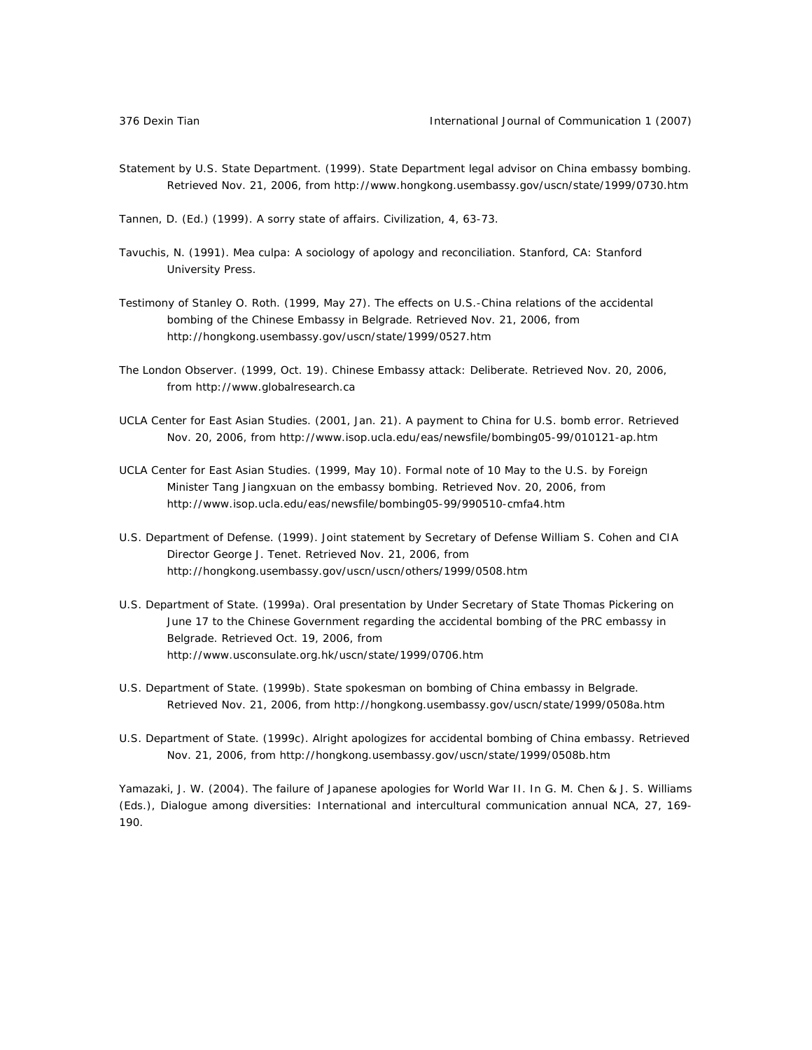Statement by U.S. State Department. (1999). State Department legal advisor on China embassy bombing. Retrieved Nov. 21, 2006, from http://www.hongkong.usembassy.gov/uscn/state/1999/0730.htm

Tannen, D. (Ed.) (1999). A sorry state of affairs. Civilization, 4, 63-73.

Tavuchis, N. (1991). Mea culpa: A sociology of apology and reconciliation. Stanford, CA: Stanford University Press.

Testimony of Stanley O. Roth. (1999, May 27). The effects on U.S.-China relations of the accidental bombing of the Chinese Embassy in Belgrade. Retrieved Nov. 21, 2006, from http://hongkong.usembassy.gov/uscn/state/1999/0527.htm

The London Observer. (1999, Oct. 19). Chinese Embassy attack: Deliberate. Retrieved Nov. 20, 2006, from http://www.globalresearch.ca

UCLA Center for East Asian Studies. (2001, Jan. 21). A payment to China for U.S. bomb error. Retrieved Nov. 20, 2006, from http://www.isop.ucla.edu/eas/newsfile/bombing05-99/010121-ap.htm

UCLA Center for East Asian Studies. (1999, May 10). Formal note of 10 May to the U.S. by Foreign Minister Tang Jiangxuan on the embassy bombing. Retrieved Nov. 20, 2006, from http://www.isop.ucla.edu/eas/newsfile/bombing05-99/990510-cmfa4.htm

U.S. Department of Defense. (1999). Joint statement by Secretary of Defense William S. Cohen and CIA Director George J. Tenet. Retrieved Nov. 21, 2006, from http://hongkong.usembassy.gov/uscn/uscn/others/1999/0508.htm

U.S. Department of State. (1999a). Oral presentation by Under Secretary of State Thomas Pickering on June 17 to the Chinese Government regarding the accidental bombing of the PRC embassy in Belgrade. Retrieved Oct. 19, 2006, from http://www.usconsulate.org.hk/uscn/state/1999/0706.htm

U.S. Department of State. (1999b). State spokesman on bombing of China embassy in Belgrade. Retrieved Nov. 21, 2006, from http://hongkong.usembassy.gov/uscn/state/1999/0508a.htm

U.S. Department of State. (1999c). Alright apologizes for accidental bombing of China embassy. Retrieved Nov. 21, 2006, from http://hongkong.usembassy.gov/uscn/state/1999/0508b.htm

Yamazaki, J. W. (2004). The failure of Japanese apologies for World War II. In G. M. Chen & J. S. Williams (Eds.), Dialogue among diversities: International and intercultural communication annual NCA, 27, 169-190.